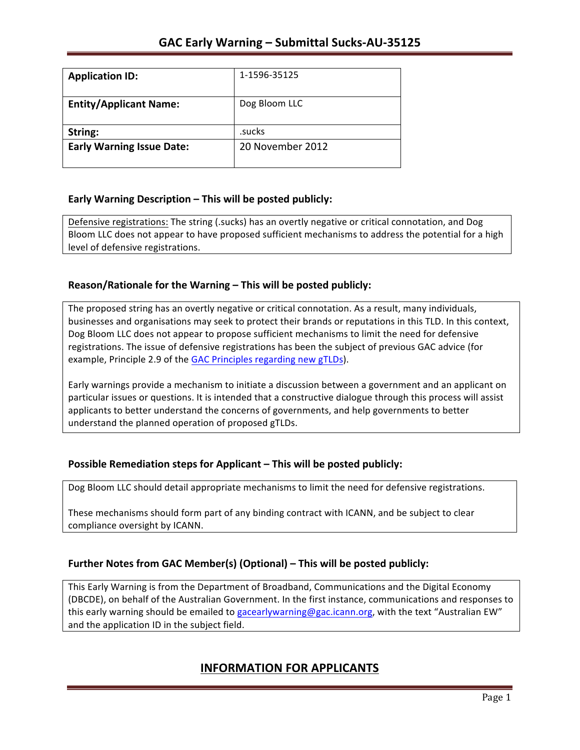# GAC Early Warning – Submittal Sucks-AU-35125

| | |
|---|---|
| **Application ID:** | 1-1596-35125 |
| **Entity/Applicant Name:** | Dog Bloom LLC |
| **String:** | .sucks |
| **Early Warning Issue Date:** | 20 November 2012 |

### Early Warning Description – This will be posted publicly:

Defensive registrations: The string (.sucks) has an overtly negative or critical connotation, and Dog Bloom LLC does not appear to have proposed sufficient mechanisms to address the potential for a high level of defensive registrations.

### Reason/Rationale for the Warning – This will be posted publicly:

The proposed string has an overtly negative or critical connotation. As a result, many individuals, businesses and organisations may seek to protect their brands or reputations in this TLD. In this context, Dog Bloom LLC does not appear to propose sufficient mechanisms to limit the need for defensive registrations. The issue of defensive registrations has been the subject of previous GAC advice (for example, Principle 2.9 of the GAC Principles regarding new gTLDs).

Early warnings provide a mechanism to initiate a discussion between a government and an applicant on particular issues or questions. It is intended that a constructive dialogue through this process will assist applicants to better understand the concerns of governments, and help governments to better understand the planned operation of proposed gTLDs.

### Possible Remediation steps for Applicant – This will be posted publicly:

Dog Bloom LLC should detail appropriate mechanisms to limit the need for defensive registrations.

These mechanisms should form part of any binding contract with ICANN, and be subject to clear compliance oversight by ICANN.

### Further Notes from GAC Member(s) (Optional) – This will be posted publicly:

This Early Warning is from the Department of Broadband, Communications and the Digital Economy (DBCDE), on behalf of the Australian Government. In the first instance, communications and responses to this early warning should be emailed to gacearlywarning@gac.icann.org, with the text "Australian EW" and the application ID in the subject field.

## INFORMATION FOR APPLICANTS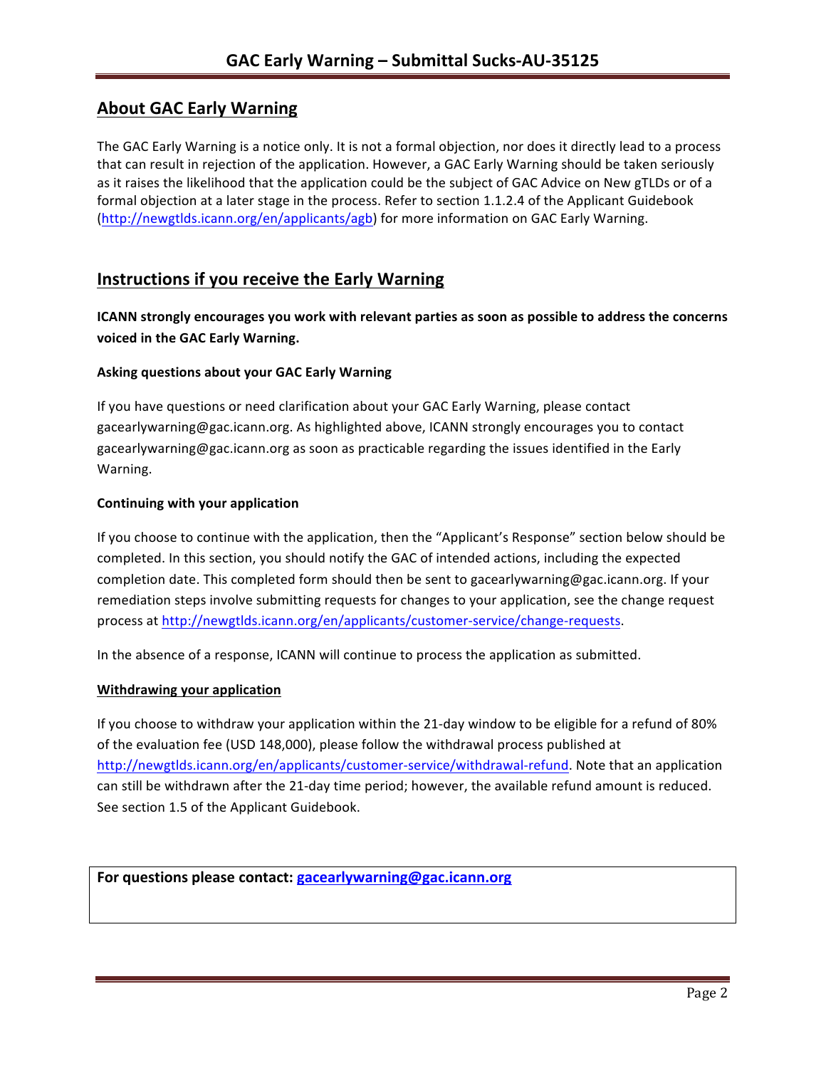## About GAC Early Warning

The GAC Early Warning is a notice only. It is not a formal objection, nor does it directly lead to a process that can result in rejection of the application. However, a GAC Early Warning should be taken seriously as it raises the likelihood that the application could be the subject of GAC Advice on New gTLDs or of a formal objection at a later stage in the process. Refer to section 1.1.2.4 of the Applicant Guidebook (http://newgtlds.icann.org/en/applicants/agb) for more information on GAC Early Warning.

## Instructions if you receive the Early Warning

**ICANN strongly encourages you work with relevant parties as soon as possible to address the concerns voiced in the GAC Early Warning.**

### Asking questions about your GAC Early Warning

If you have questions or need clarification about your GAC Early Warning, please contact gacearlywarning@gac.icann.org. As highlighted above, ICANN strongly encourages you to contact gacearlywarning@gac.icann.org as soon as practicable regarding the issues identified in the Early Warning.

### Continuing with your application

If you choose to continue with the application, then the "Applicant's Response" section below should be completed. In this section, you should notify the GAC of intended actions, including the expected completion date. This completed form should then be sent to gacearlywarning@gac.icann.org. If your remediation steps involve submitting requests for changes to your application, see the change request process at http://newgtlds.icann.org/en/applicants/customer-service/change-requests.

In the absence of a response, ICANN will continue to process the application as submitted.

### Withdrawing your application

If you choose to withdraw your application within the 21-day window to be eligible for a refund of 80% of the evaluation fee (USD 148,000), please follow the withdrawal process published at http://newgtlds.icann.org/en/applicants/customer-service/withdrawal-refund. Note that an application can still be withdrawn after the 21-day time period; however, the available refund amount is reduced. See section 1.5 of the Applicant Guidebook.

**For questions please contact: gacearlywarning@gac.icann.org**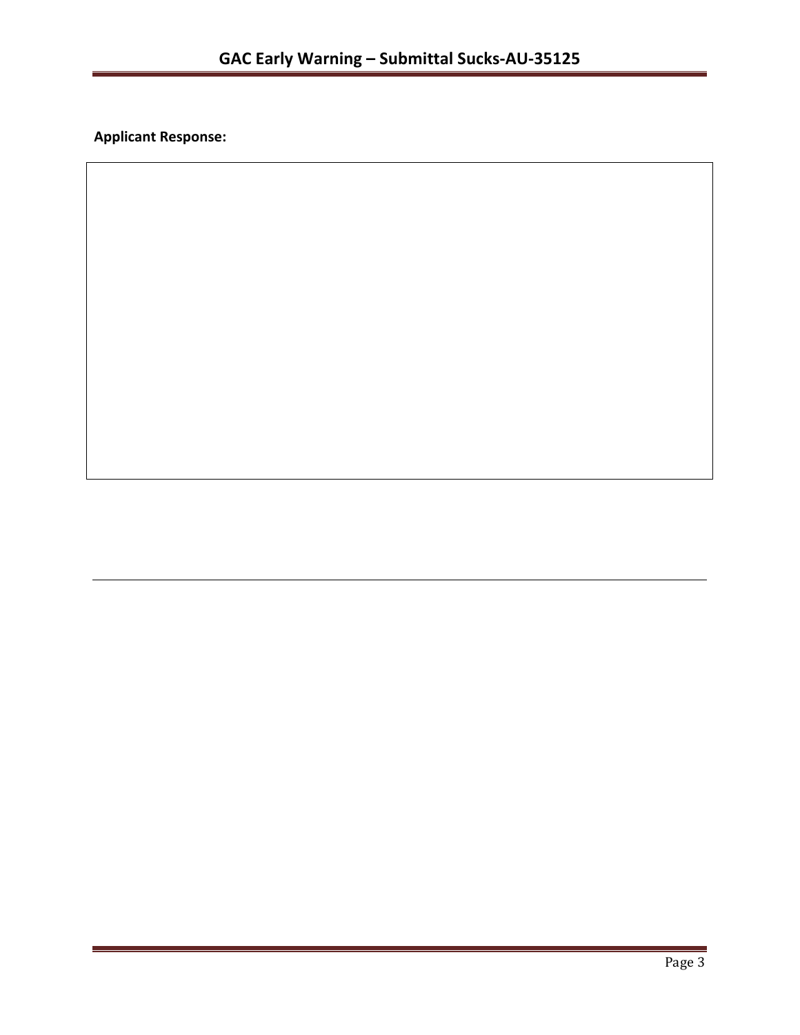**Applicant Response:**